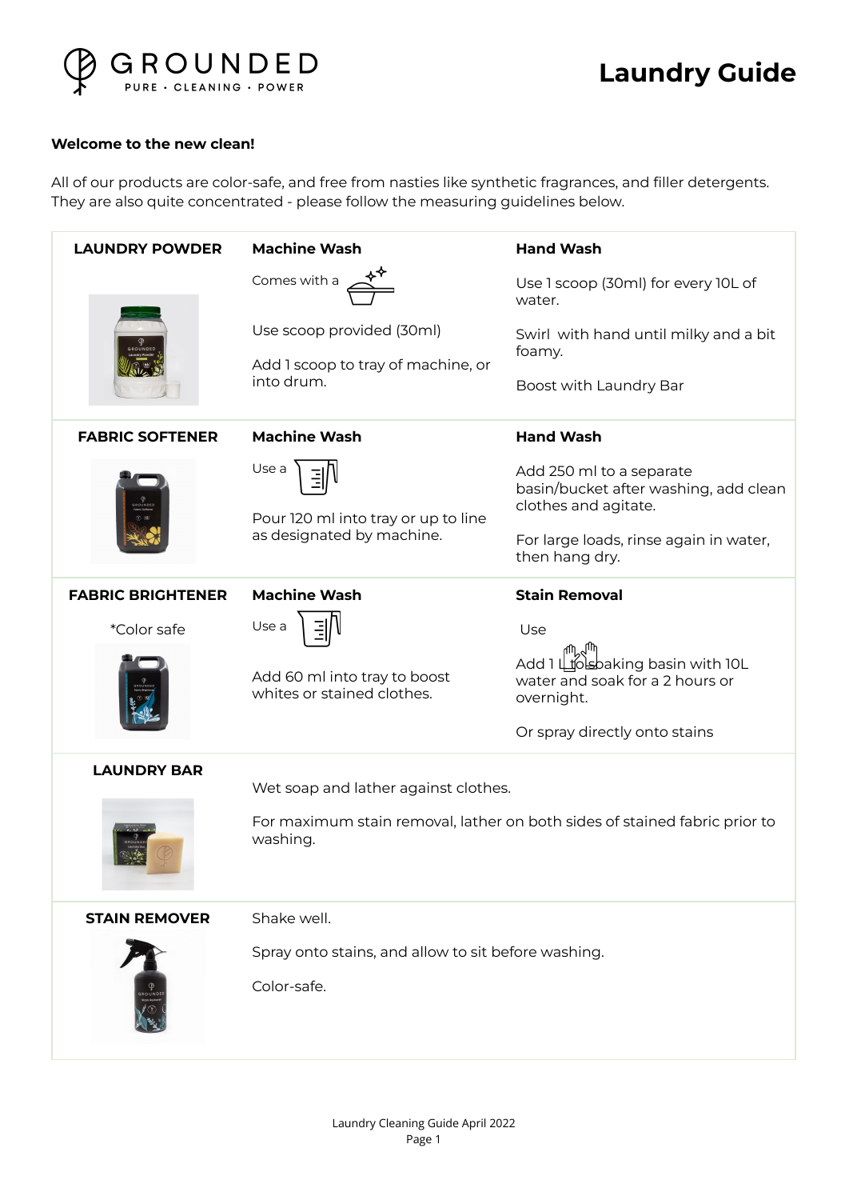GROUNDED

PURE · CLEANING · POWER

# Laundry Guide

**Welcome to the new clean!**

All of our products are color-safe, and free from nasties like synthetic fragrances, and filler detergents. They are also quite concentrated - please follow the measuring guidelines below.

| | | |
|---|---|---|
| **LAUNDRY POWDER** | **Machine Wash**<br>Comes with a<br>Use scoop provided (30ml)<br>Add 1 scoop to tray of machine, or into drum. | **Hand Wash**<br>Use 1 scoop (30ml) for every 10L of water.<br>Swirl with hand until milky and a bit foamy.<br>Boost with Laundry Bar |
| **FABRIC SOFTENER** | **Machine Wash**<br>Use a<br>Pour 120 ml into tray or up to line as designated by machine. | **Hand Wash**<br>Add 250 ml to a separate basin/bucket after washing, add clean clothes and agitate.<br>For large loads, rinse again in water, then hang dry. |
| **FABRIC BRIGHTENER**<br>*Color safe | **Machine Wash**<br>Use a<br>Add 60 ml into tray to boost whites or stained clothes. | **Stain Removal**<br>Use<br>Add 1 L to soaking basin with 10L water and soak for a 2 hours or overnight.<br>Or spray directly onto stains |
| **LAUNDRY BAR** | Wet soap and lather against clothes.<br>For maximum stain removal, lather on both sides of stained fabric prior to washing. | |
| **STAIN REMOVER** | Shake well.<br>Spray onto stains, and allow to sit before washing.<br>Color-safe. | |

Laundry Cleaning Guide April 2022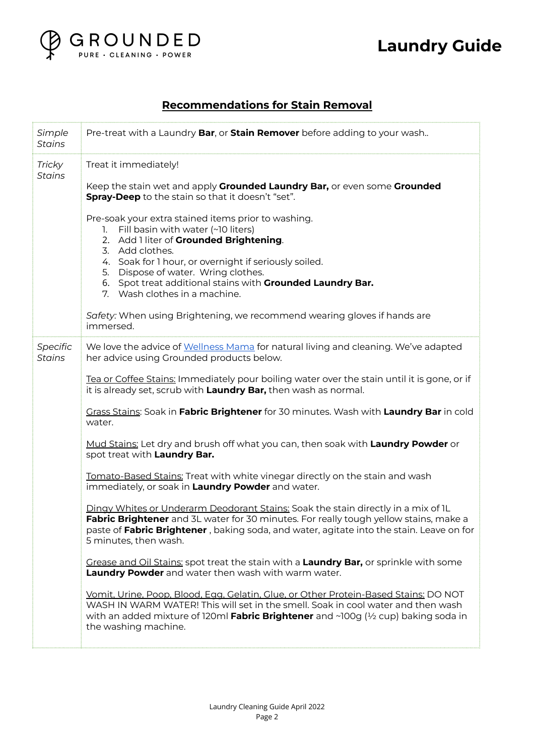## Recommendations for Stain Removal

| | |
|---|---|
| *Simple Stains* | Pre-treat with a Laundry **Bar**, or **Stain Remover** before adding to your wash.. |
| *Tricky Stains* | Treat it immediately!<br><br>Keep the stain wet and apply **Grounded Laundry Bar,** or even some **Grounded Spray-Deep** to the stain so that it doesn't "set".<br><br>Pre-soak your extra stained items prior to washing.<br>1. Fill basin with water (~10 liters)<br>2. Add 1 liter of **Grounded Brightening**.<br>3. Add clothes.<br>4. Soak for 1 hour, or overnight if seriously soiled.<br>5. Dispose of water. Wring clothes.<br>6. Spot treat additional stains with **Grounded Laundry Bar.**<br>7. Wash clothes in a machine.<br><br>*Safety:* When using Brightening, we recommend wearing gloves if hands are immersed. |
| *Specific Stains* | We love the advice of Wellness Mama for natural living and cleaning. We've adapted her advice using Grounded products below.<br><br>Tea or Coffee Stains: Immediately pour boiling water over the stain until it is gone, or if it is already set, scrub with **Laundry Bar,** then wash as normal.<br><br>Grass Stains: Soak in **Fabric Brightener** for 30 minutes. Wash with **Laundry Bar** in cold water.<br><br>Mud Stains: Let dry and brush off what you can, then soak with **Laundry Powder** or spot treat with **Laundry Bar.**<br><br>Tomato-Based Stains: Treat with white vinegar directly on the stain and wash immediately, or soak in **Laundry Powder** and water.<br><br>Dingy Whites or Underarm Deodorant Stains: Soak the stain directly in a mix of 1L **Fabric Brightener** and 3L water for 30 minutes. For really tough yellow stains, make a paste of **Fabric Brightener** , baking soda, and water, agitate into the stain. Leave on for 5 minutes, then wash.<br><br>Grease and Oil Stains: spot treat the stain with a **Laundry Bar,** or sprinkle with some **Laundry Powder** and water then wash with warm water.<br><br>Vomit, Urine, Poop, Blood, Egg, Gelatin, Glue, or Other Protein-Based Stains: DO NOT WASH IN WARM WATER! This will set in the smell. Soak in cool water and then wash with an added mixture of 120ml **Fabric Brightener** and ~100g (½ cup) baking soda in the washing machine. |